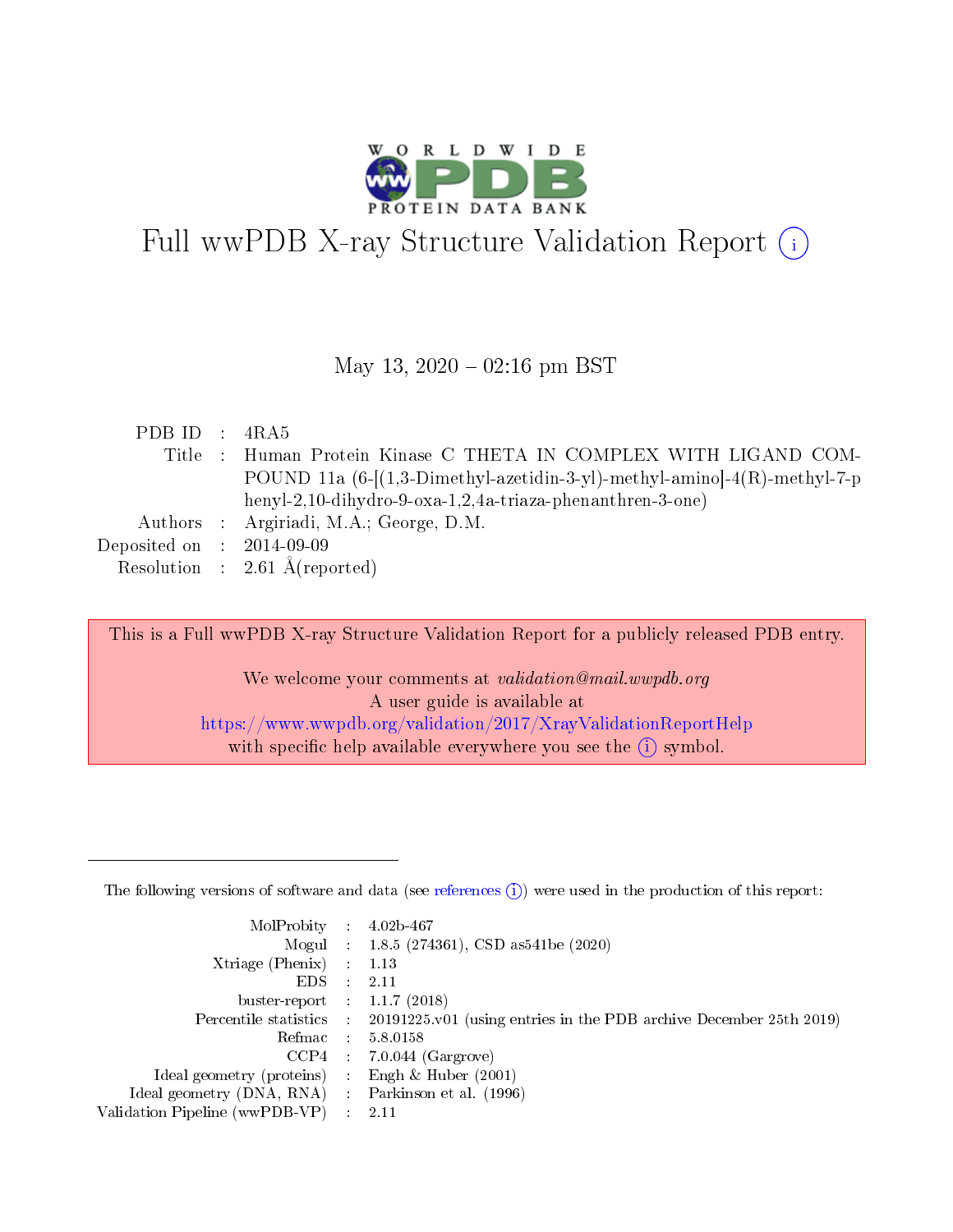# Full wwPDB X-ray Structure Validation Report (i)

May 13, 2020 – 02:16 pm BST

| | | |
|---|---|---|
| PDB ID | : | 4RA5 |
| Title | : | Human Protein Kinase C THETA IN COMPLEX WITH LIGAND COMPOUND 11a (6-[(1,3-Dimethyl-azetidin-3-yl)-methyl-amino]-4(R)-methyl-7-phenyl-2,10-dihydro-9-oxa-1,2,4a-triaza-phenanthren-3-one) |
| Authors | : | Argiriadi, M.A.; George, D.M. |
| Deposited on | : | 2014-09-09 |
| Resolution | : | 2.61 Å(reported) |

This is a Full wwPDB X-ray Structure Validation Report for a publicly released PDB entry.

We welcome your comments at *validation@mail.wwpdb.org*
A user guide is available at
https://www.wwpdb.org/validation/2017/XrayValidationReportHelp
with specific help available everywhere you see the (i) symbol.

---

The following versions of software and data (see references (i)) were used in the production of this report:

| | | |
|---|---|---|
| MolProbity | : | 4.02b-467 |
| Mogul | : | 1.8.5 (274361), CSD as541be (2020) |
| Xtriage (Phenix) | : | 1.13 |
| EDS | : | 2.11 |
| buster-report | : | 1.1.7 (2018) |
| Percentile statistics | : | 20191225.v01 (using entries in the PDB archive December 25th 2019) |
| Refmac | : | 5.8.0158 |
| CCP4 | : | 7.0.044 (Gargrove) |
| Ideal geometry (proteins) | : | Engh & Huber (2001) |
| Ideal geometry (DNA, RNA) | : | Parkinson et al. (1996) |
| Validation Pipeline (wwPDB-VP) | : | 2.11 |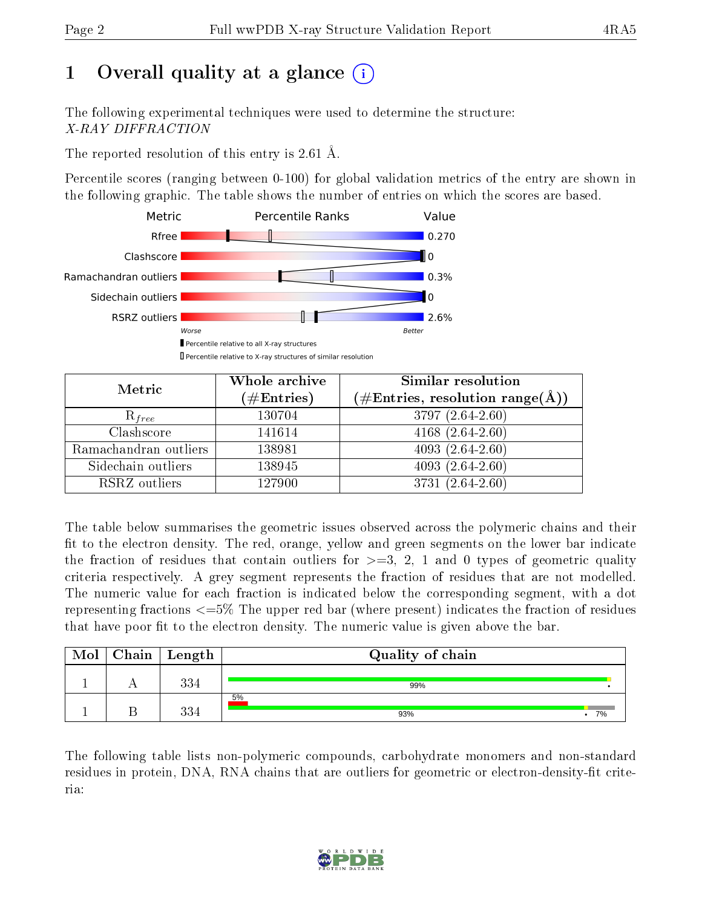# 1 Overall quality at a glance (i)

The following experimental techniques were used to determine the structure:
*X-RAY DIFFRACTION*

The reported resolution of this entry is 2.61 Å.

Percentile scores (ranging between 0-100) for global validation metrics of the entry are shown in the following graphic. The table shows the number of entries on which the scores are based.

| Metric | Value |
|---|---|
| Rfree | 0.270 |
| Clashscore | 0 |
| Ramachandran outliers | 0.3% |
| Sidechain outliers | 0 |
| RSRZ outliers | 2.6% |

Worse — Better

▮ Percentile relative to all X-ray structures
▯ Percentile relative to X-ray structures of similar resolution

| Metric | Whole archive (#Entries) | Similar resolution (#Entries, resolution range(Å)) |
|---|---|---|
| $R_{free}$ | 130704 | 3797 (2.64-2.60) |
| Clashscore | 141614 | 4168 (2.64-2.60) |
| Ramachandran outliers | 138981 | 4093 (2.64-2.60) |
| Sidechain outliers | 138945 | 4093 (2.64-2.60) |
| RSRZ outliers | 127900 | 3731 (2.64-2.60) |

The table below summarises the geometric issues observed across the polymeric chains and their fit to the electron density. The red, orange, yellow and green segments on the lower bar indicate the fraction of residues that contain outliers for >=3, 2, 1 and 0 types of geometric quality criteria respectively. A grey segment represents the fraction of residues that are not modelled. The numeric value for each fraction is indicated below the corresponding segment, with a dot representing fractions <=5% The upper red bar (where present) indicates the fraction of residues that have poor fit to the electron density. The numeric value is given above the bar.

| Mol | Chain | Length | Quality of chain |
|---|---|---|---|
| 1 | A | 334 | 99% • |
| 1 | B | 334 | 5% (poor fit); 93% • 7% |

The following table lists non-polymeric compounds, carbohydrate monomers and non-standard residues in protein, DNA, RNA chains that are outliers for geometric or electron-density-fit criteria: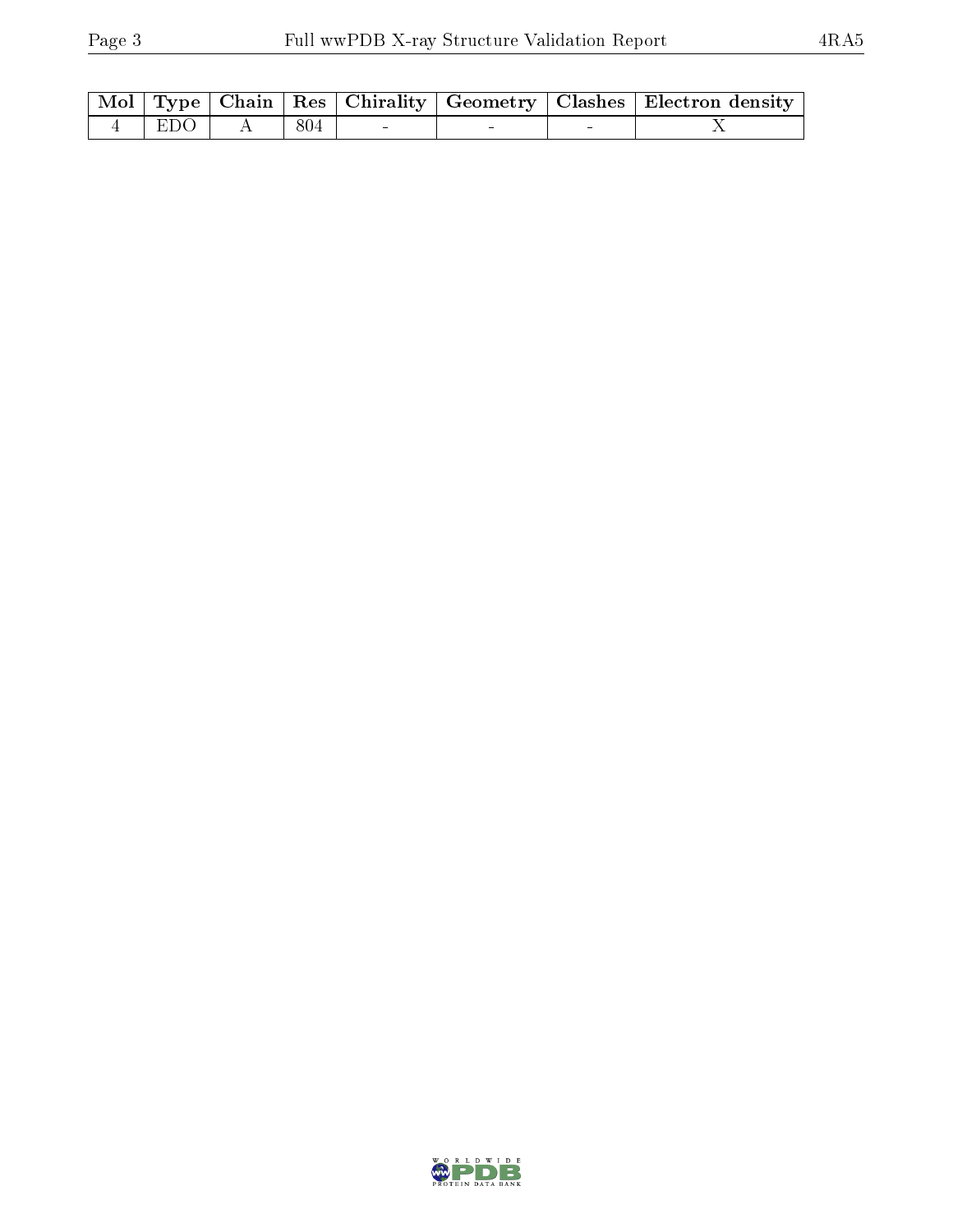| Mol | Type | Chain | Res | Chirality | Geometry | Clashes | Electron density |
|---|---|---|---|---|---|---|---|
| 4 | EDO | A | 804 | - | - | - | X |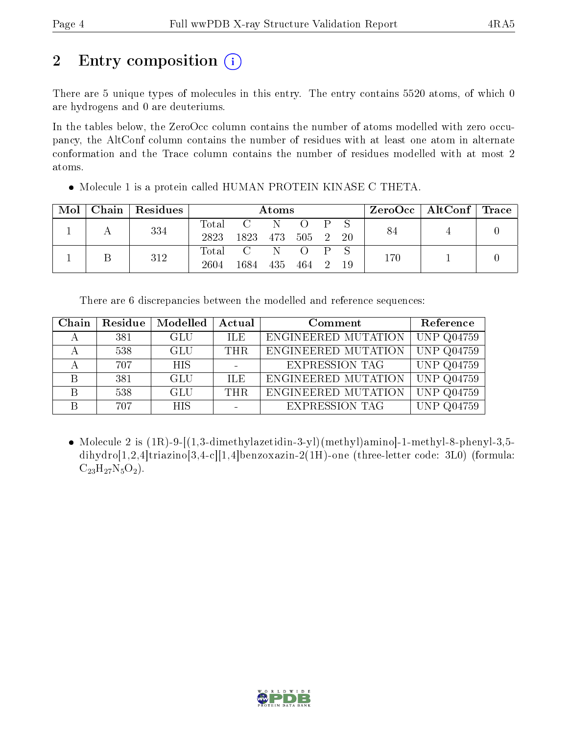# 2 Entry composition

There are 5 unique types of molecules in this entry. The entry contains 5520 atoms, of which 0 are hydrogens and 0 are deuteriums.

In the tables below, the ZeroOcc column contains the number of atoms modelled with zero occupancy, the AltConf column contains the number of residues with at least one atom in alternate conformation and the Trace column contains the number of residues modelled with at most 2 atoms.

- Molecule 1 is a protein called HUMAN PROTEIN KINASE C THETA.

| Mol | Chain | Residues | Atoms | | | | | | ZeroOcc | AltConf | Trace |
|---|---|---|---|---|---|---|---|---|---|---|---|
| 1 | A | 334 | Total 2823 | C 1823 | N 473 | O 505 | P 2 | S 20 | 84 | 4 | 0 |
| 1 | B | 312 | Total 2604 | C 1684 | N 435 | O 464 | P 2 | S 19 | 170 | 1 | 0 |

There are 6 discrepancies between the modelled and reference sequences:

| Chain | Residue | Modelled | Actual | Comment | Reference |
|---|---|---|---|---|---|
| A | 381 | GLU | ILE | ENGINEERED MUTATION | UNP Q04759 |
| A | 538 | GLU | THR | ENGINEERED MUTATION | UNP Q04759 |
| A | 707 | HIS | - | EXPRESSION TAG | UNP Q04759 |
| B | 381 | GLU | ILE | ENGINEERED MUTATION | UNP Q04759 |
| B | 538 | GLU | THR | ENGINEERED MUTATION | UNP Q04759 |
| B | 707 | HIS | - | EXPRESSION TAG | UNP Q04759 |

- Molecule 2 is (1R)-9-[(1,3-dimethylazetidin-3-yl)(methyl)amino]-1-methyl-8-phenyl-3,5-dihydro[1,2,4]triazino[3,4-c][1,4]benzoxazin-2(1H)-one (three-letter code: 3L0) (formula: $C_{23}H_{27}N_5O_2$).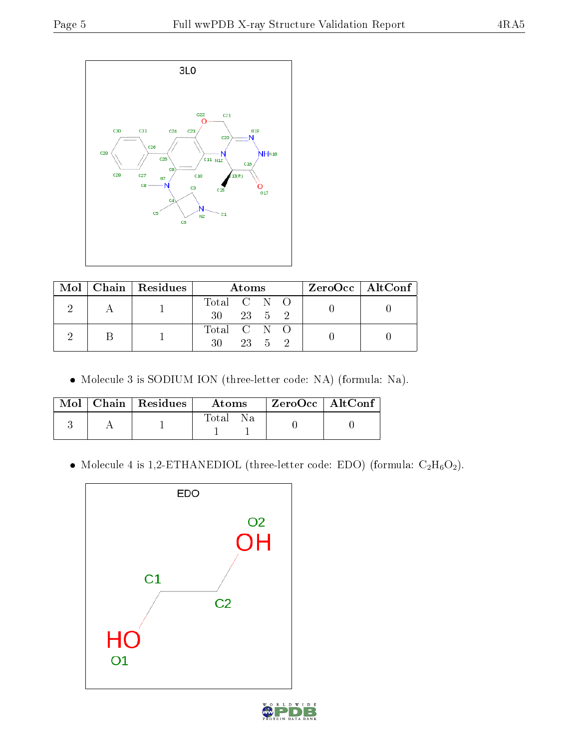| Mol | Chain | Residues | Atoms | | | | ZeroOcc | AltConf |
|---|---|---|---|---|---|---|---|---|
| | | | Total | C | N | O | | |
| 2 | A | 1 | 30 | 23 | 5 | 2 | 0 | 0 |
| 2 | B | 1 | 30 | 23 | 5 | 2 | 0 | 0 |

- Molecule 3 is SODIUM ION (three-letter code: NA) (formula: Na).

| Mol | Chain | Residues | Atoms | | ZeroOcc | AltConf |
|---|---|---|---|---|---|---|
| | | | Total | Na | | |
| 3 | A | 1 | 1 | 1 | 0 | 0 |

- Molecule 4 is 1,2-ETHANEDIOL (three-letter code: EDO) (formula: $C_2H_6O_2$).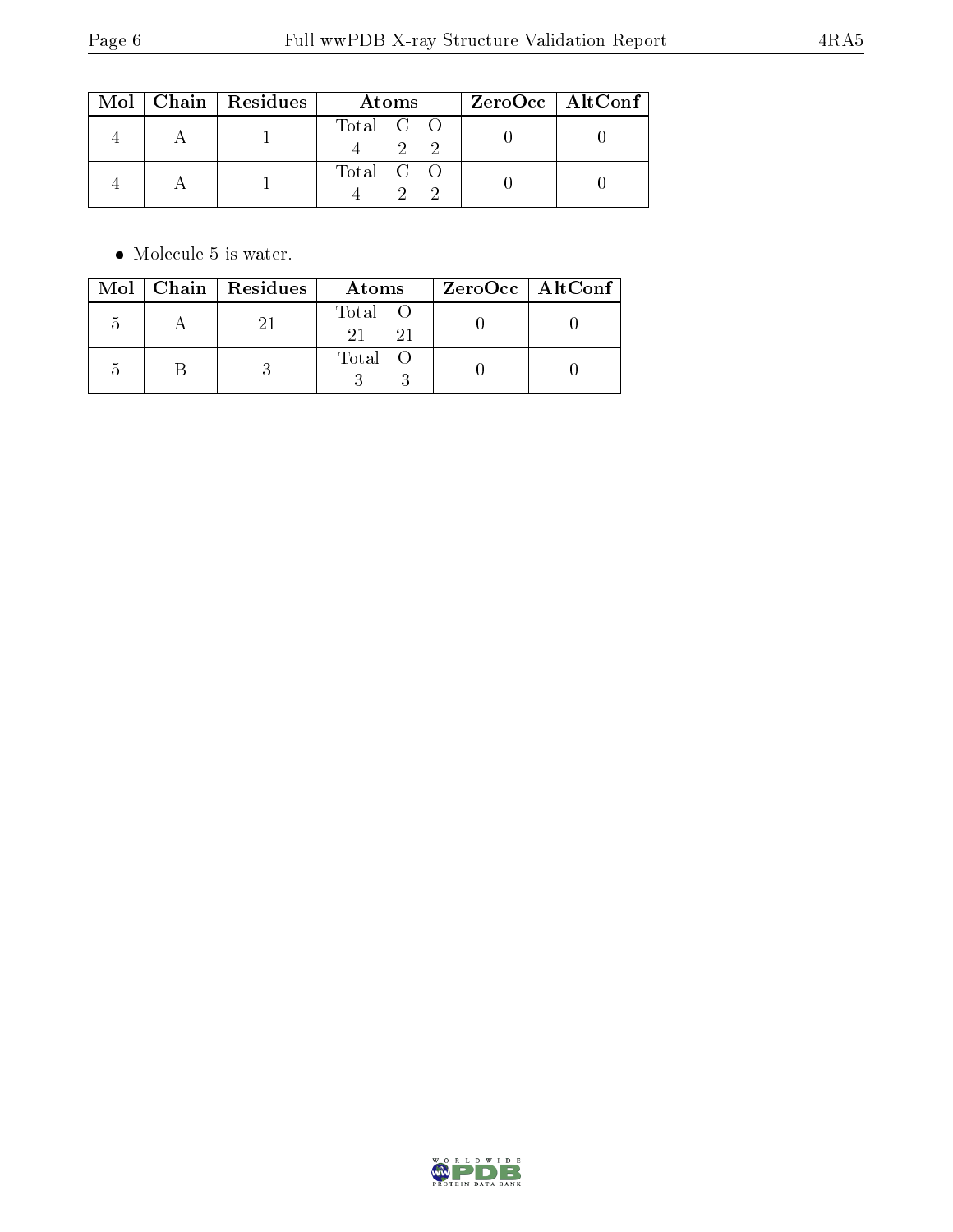| Mol | Chain | Residues | Atoms | ZeroOcc | AltConf |
|---|---|---|---|---|---|
| 4 | A | 1 | Total C O<br>4 2 2 | 0 | 0 |
| 4 | A | 1 | Total C O<br>4 2 2 | 0 | 0 |

- Molecule 5 is water.

| Mol | Chain | Residues | Atoms | ZeroOcc | AltConf |
|---|---|---|---|---|---|
| 5 | A | 21 | Total O<br>21 21 | 0 | 0 |
| 5 | B | 3 | Total O<br>3 3 | 0 | 0 |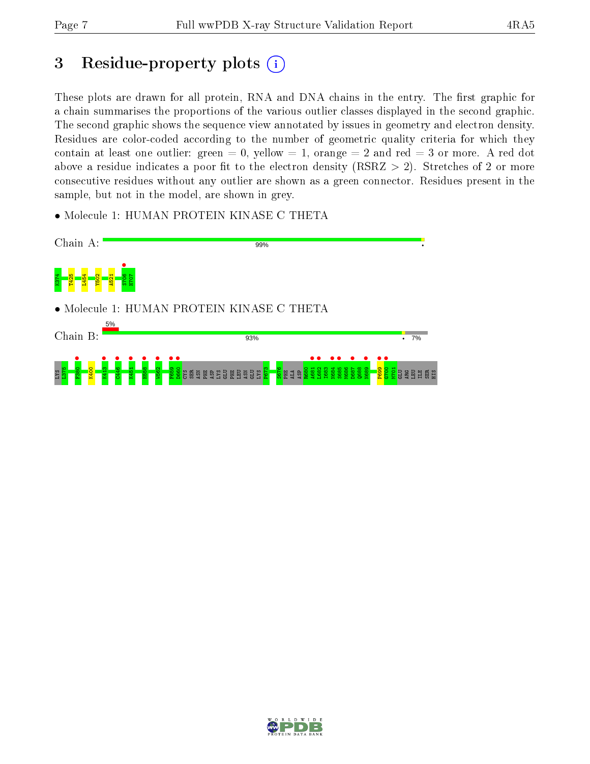# 3 Residue-property plots

These plots are drawn for all protein, RNA and DNA chains in the entry. The first graphic for a chain summarises the proportions of the various outlier classes displayed in the second graphic. The second graphic shows the sequence view annotated by issues in geometry and electron density. Residues are color-coded according to the number of geometric quality criteria for which they contain at least one outlier: green = 0, yellow = 1, orange = 2 and red = 3 or more. A red dot above a residue indicates a poor fit to the electron density (RSRZ > 2). Stretches of 2 or more consecutive residues without any outlier are shown as a green connector. Residues present in the sample, but not in the model, are shown in grey.

- Molecule 1: HUMAN PROTEIN KINASE C THETA

Chain A: 99%

K374 T425 L454 Y502 A521 S706 H707

- Molecule 1: HUMAN PROTEIN KINASE C THETA

Chain B: 5% 93% 7%

LYS L375 F380 K400 K413 C446 K451 H558 W562 F659 D660 CYS SER ASN PHE ASP LYS GLU PHE LEU ASN GLU LYS P673 S676 PHE ALA ASP R680 A681 L682 I683 N684 S685 M686 D687 Q688 N689 P699 G700 M701 GLU ARG LEU ILE SER HIS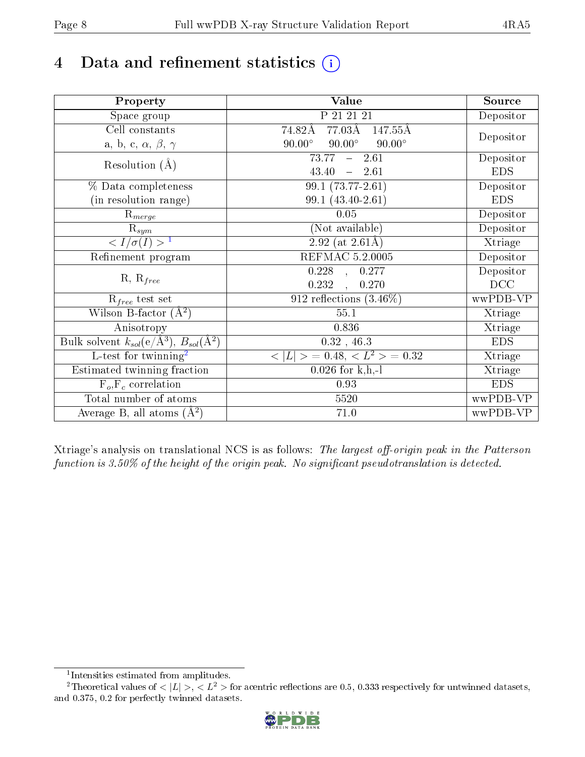# 4 Data and refinement statistics

| Property | Value | Source |
|---|---|---|
| Space group | P 21 21 21 | Depositor |
| Cell constants<br>a, b, c, $\alpha$, $\beta$, $\gamma$ | 74.82Å 77.03Å 147.55Å<br>90.00° 90.00° 90.00° | Depositor |
| Resolution (Å) | 73.77 – 2.61<br>43.40 – 2.61 | Depositor<br>EDS |
| % Data completeness<br>(in resolution range) | 99.1 (73.77-2.61)<br>99.1 (43.40-2.61) | Depositor<br>EDS |
| $R_{merge}$ | 0.05 | Depositor |
| $R_{sym}$ | (Not available) | Depositor |
| $< I/\sigma(I) >$ [1] | 2.92 (at 2.61Å) | Xtriage |
| Refinement program | REFMAC 5.2.0005 | Depositor |
| R, $R_{free}$ | 0.228 , 0.277<br>0.232 , 0.270 | Depositor<br>DCC |
| $R_{free}$ test set | 912 reflections (3.46%) | wwPDB-VP |
| Wilson B-factor (Å$^2$) | 55.1 | Xtriage |
| Anisotropy | 0.836 | Xtriage |
| Bulk solvent $k_{sol}$(e/Å$^3$), $B_{sol}$(Å$^2$) | 0.32 , 46.3 | EDS |
| L-test for twinning[2] | $< \|L\| > = 0.48$, $< L^2 > = 0.32$ | Xtriage |
| Estimated twinning fraction | 0.026 for k,h,-l | Xtriage |
| $F_o$,$F_c$ correlation | 0.93 | EDS |
| Total number of atoms | 5520 | wwPDB-VP |
| Average B, all atoms (Å$^2$) | 71.0 | wwPDB-VP |

Xtriage's analysis on translational NCS is as follows: *The largest off-origin peak in the Patterson function is 3.50% of the height of the origin peak. No significant pseudotranslation is detected.*

[1] Intensities estimated from amplitudes.

[2] Theoretical values of $< |L| >$, $< L^2 >$ for acentric reflections are 0.5, 0.333 respectively for untwinned datasets, and 0.375, 0.2 for perfectly twinned datasets.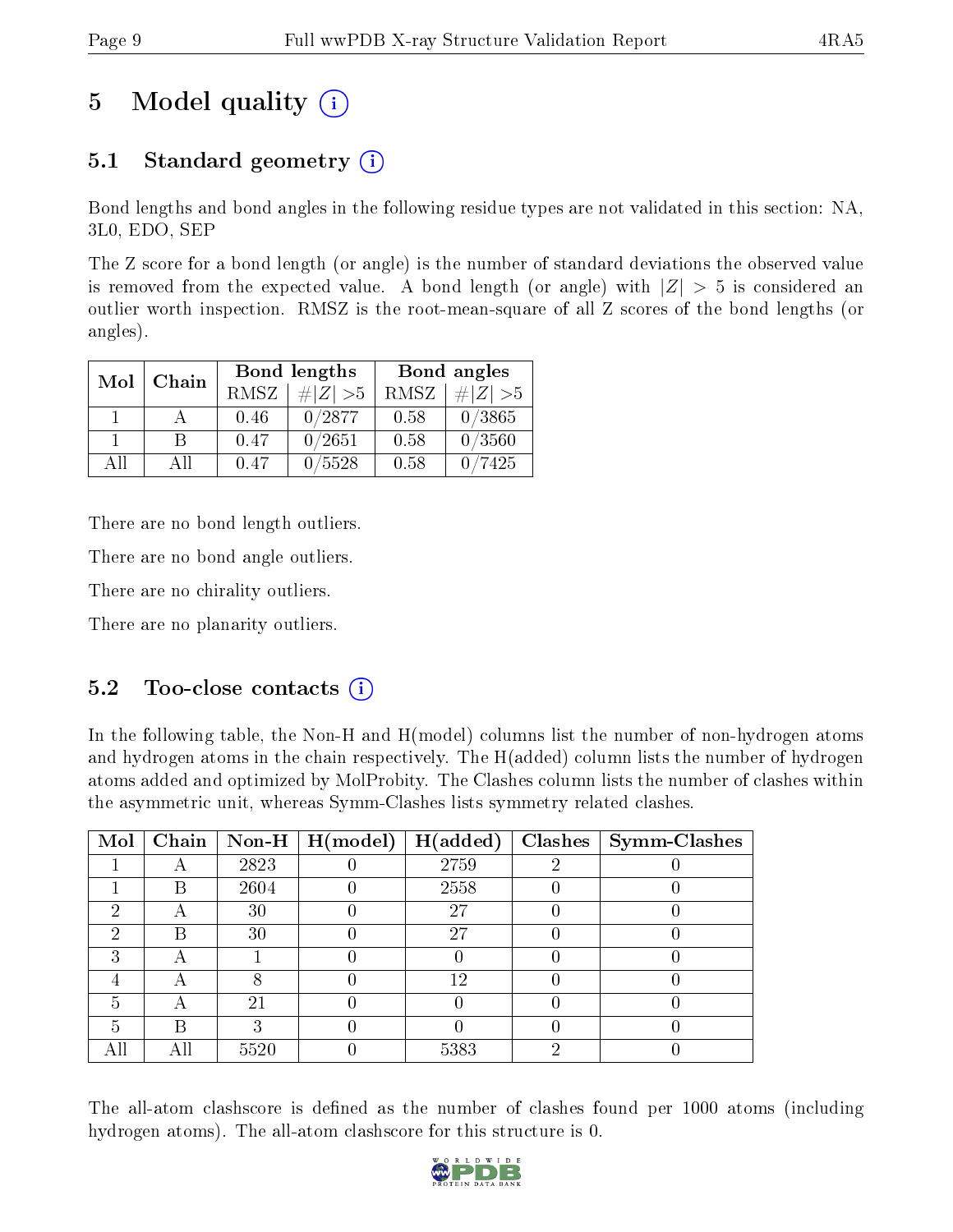# 5 Model quality

## 5.1 Standard geometry

Bond lengths and bond angles in the following residue types are not validated in this section: NA, 3L0, EDO, SEP

The Z score for a bond length (or angle) is the number of standard deviations the observed value is removed from the expected value. A bond length (or angle) with $|Z| > 5$ is considered an outlier worth inspection. RMSZ is the root-mean-square of all Z scores of the bond lengths (or angles).

| Mol | Chain | Bond lengths | | Bond angles | |
|---|---|---|---|---|---|
| | | RMSZ | $\#\|Z\| > 5$ | RMSZ | $\#\|Z\| > 5$ |
| 1 | A | 0.46 | 0/2877 | 0.58 | 0/3865 |
| 1 | B | 0.47 | 0/2651 | 0.58 | 0/3560 |
| All | All | 0.47 | 0/5528 | 0.58 | 0/7425 |

There are no bond length outliers.

There are no bond angle outliers.

There are no chirality outliers.

There are no planarity outliers.

## 5.2 Too-close contacts

In the following table, the Non-H and H(model) columns list the number of non-hydrogen atoms and hydrogen atoms in the chain respectively. The H(added) column lists the number of hydrogen atoms added and optimized by MolProbity. The Clashes column lists the number of clashes within the asymmetric unit, whereas Symm-Clashes lists symmetry related clashes.

| Mol | Chain | Non-H | H(model) | H(added) | Clashes | Symm-Clashes |
|---|---|---|---|---|---|---|
| 1 | A | 2823 | 0 | 2759 | 2 | 0 |
| 1 | B | 2604 | 0 | 2558 | 0 | 0 |
| 2 | A | 30 | 0 | 27 | 0 | 0 |
| 2 | B | 30 | 0 | 27 | 0 | 0 |
| 3 | A | 1 | 0 | 0 | 0 | 0 |
| 4 | A | 8 | 0 | 12 | 0 | 0 |
| 5 | A | 21 | 0 | 0 | 0 | 0 |
| 5 | B | 3 | 0 | 0 | 0 | 0 |
| All | All | 5520 | 0 | 5383 | 2 | 0 |

The all-atom clashscore is defined as the number of clashes found per 1000 atoms (including hydrogen atoms). The all-atom clashscore for this structure is 0.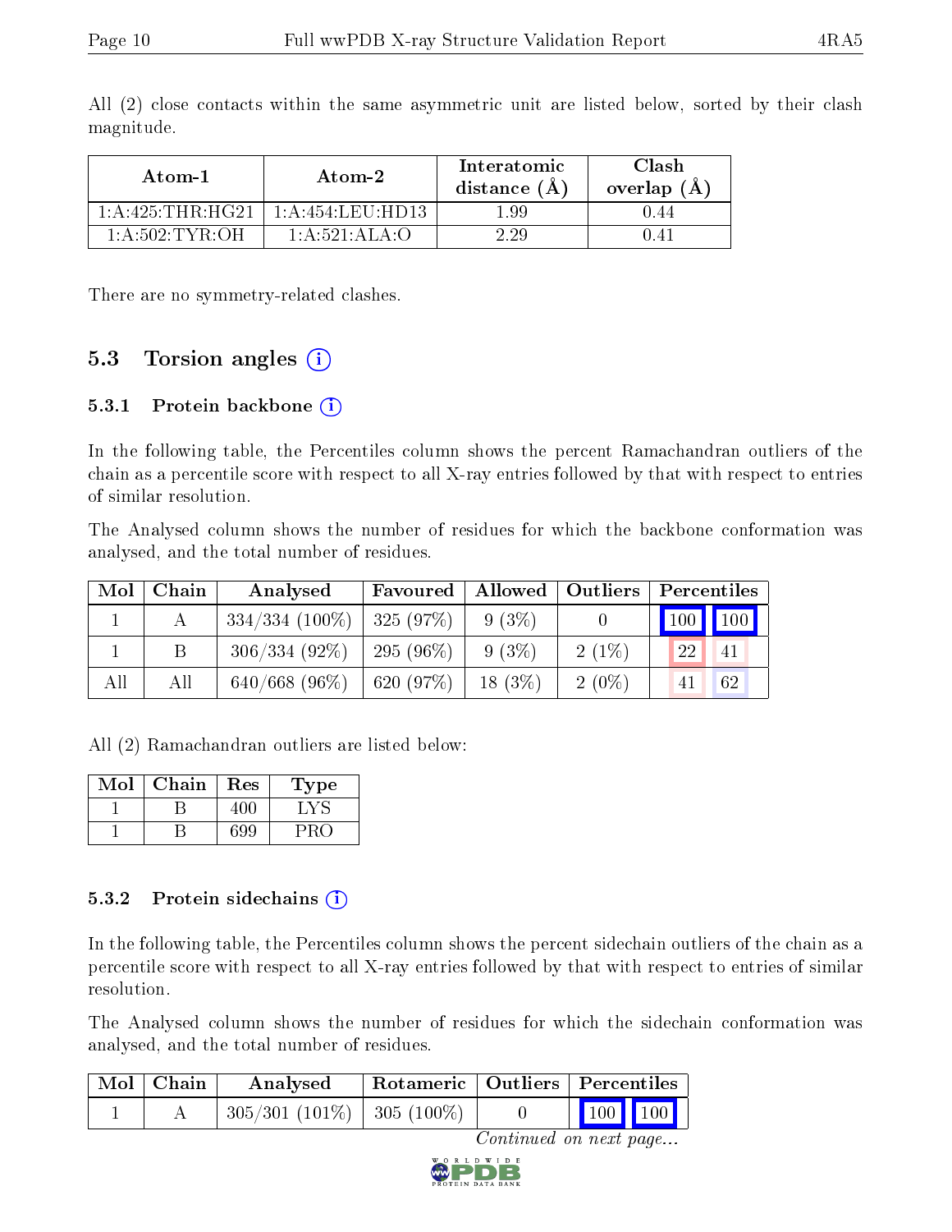All (2) close contacts within the same asymmetric unit are listed below, sorted by their clash magnitude.

| Atom-1 | Atom-2 | Interatomic distance (Å) | Clash overlap (Å) |
|---|---|---|---|
| 1:A:425:THR:HG21 | 1:A:454:LEU:HD13 | 1.99 | 0.44 |
| 1:A:502:TYR:OH | 1:A:521:ALA:O | 2.29 | 0.41 |

There are no symmetry-related clashes.

## 5.3 Torsion angles

### 5.3.1 Protein backbone

In the following table, the Percentiles column shows the percent Ramachandran outliers of the chain as a percentile score with respect to all X-ray entries followed by that with respect to entries of similar resolution.

The Analysed column shows the number of residues for which the backbone conformation was analysed, and the total number of residues.

| Mol | Chain | Analysed | Favoured | Allowed | Outliers | Percentiles | |
|---|---|---|---|---|---|---|---|
| 1 | A | 334/334 (100%) | 325 (97%) | 9 (3%) | 0 | 100 | 100 |
| 1 | B | 306/334 (92%) | 295 (96%) | 9 (3%) | 2 (1%) | 22 | 41 |
| All | All | 640/668 (96%) | 620 (97%) | 18 (3%) | 2 (0%) | 41 | 62 |

All (2) Ramachandran outliers are listed below:

| Mol | Chain | Res | Type |
|---|---|---|---|
| 1 | B | 400 | LYS |
| 1 | B | 699 | PRO |

### 5.3.2 Protein sidechains

In the following table, the Percentiles column shows the percent sidechain outliers of the chain as a percentile score with respect to all X-ray entries followed by that with respect to entries of similar resolution.

The Analysed column shows the number of residues for which the sidechain conformation was analysed, and the total number of residues.

| Mol | Chain | Analysed | Rotameric | Outliers | Percentiles | |
|---|---|---|---|---|---|---|
| 1 | A | 305/301 (101%) | 305 (100%) | 0 | 100 | 100 |

*Continued on next page...*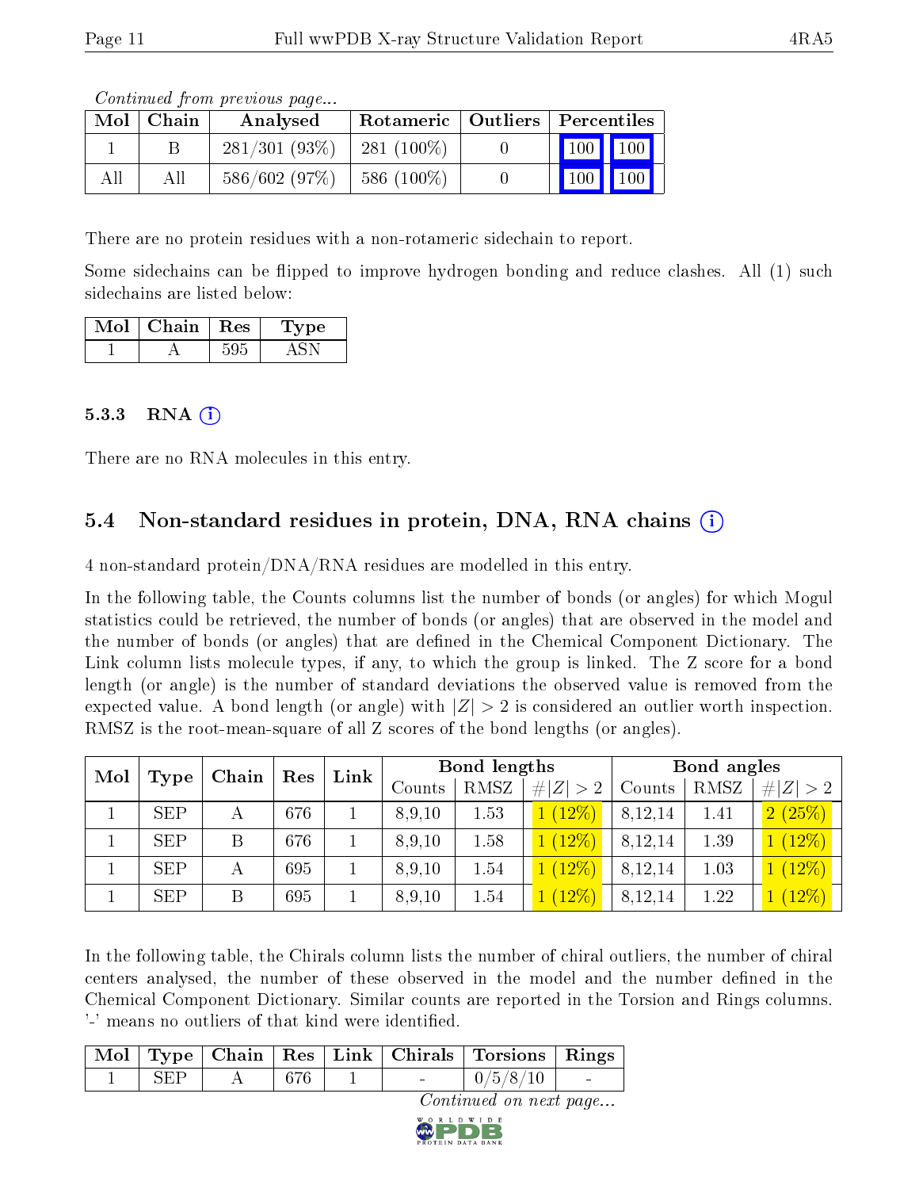*Continued from previous page...*

| Mol | Chain | Analysed | Rotameric | Outliers | Percentiles | |
|---|---|---|---|---|---|---|
| 1 | B | 281/301 (93%) | 281 (100%) | 0 | 100 | 100 |
| All | All | 586/602 (97%) | 586 (100%) | 0 | 100 | 100 |

There are no protein residues with a non-rotameric sidechain to report.

Some sidechains can be flipped to improve hydrogen bonding and reduce clashes. All (1) such sidechains are listed below:

| Mol | Chain | Res | Type |
|---|---|---|---|
| 1 | A | 595 | ASN |

### 5.3.3 RNA (i)

There are no RNA molecules in this entry.

## 5.4 Non-standard residues in protein, DNA, RNA chains (i)

4 non-standard protein/DNA/RNA residues are modelled in this entry.

In the following table, the Counts columns list the number of bonds (or angles) for which Mogul statistics could be retrieved, the number of bonds (or angles) that are observed in the model and the number of bonds (or angles) that are defined in the Chemical Component Dictionary. The Link column lists molecule types, if any, to which the group is linked. The Z score for a bond length (or angle) is the number of standard deviations the observed value is removed from the expected value. A bond length (or angle) with $|Z| > 2$ is considered an outlier worth inspection. RMSZ is the root-mean-square of all Z scores of the bond lengths (or angles).

| Mol | Type | Chain | Res | Link | Bond lengths | | | Bond angles | | |
|---|---|---|---|---|---|---|---|---|---|---|
| | | | | | Counts | RMSZ | $\#\|Z\|>2$ | Counts | RMSZ | $\#\|Z\|>2$ |
| 1 | SEP | A | 676 | 1 | 8,9,10 | 1.53 | 1 (12%) | 8,12,14 | 1.41 | 2 (25%) |
| 1 | SEP | B | 676 | 1 | 8,9,10 | 1.58 | 1 (12%) | 8,12,14 | 1.39 | 1 (12%) |
| 1 | SEP | A | 695 | 1 | 8,9,10 | 1.54 | 1 (12%) | 8,12,14 | 1.03 | 1 (12%) |
| 1 | SEP | B | 695 | 1 | 8,9,10 | 1.54 | 1 (12%) | 8,12,14 | 1.22 | 1 (12%) |

In the following table, the Chirals column lists the number of chiral outliers, the number of chiral centers analysed, the number of these observed in the model and the number defined in the Chemical Component Dictionary. Similar counts are reported in the Torsion and Rings columns. '-' means no outliers of that kind were identified.

| Mol | Type | Chain | Res | Link | Chirals | Torsions | Rings |
|---|---|---|---|---|---|---|---|
| 1 | SEP | A | 676 | 1 | - | 0/5/8/10 | - |

*Continued on next page...*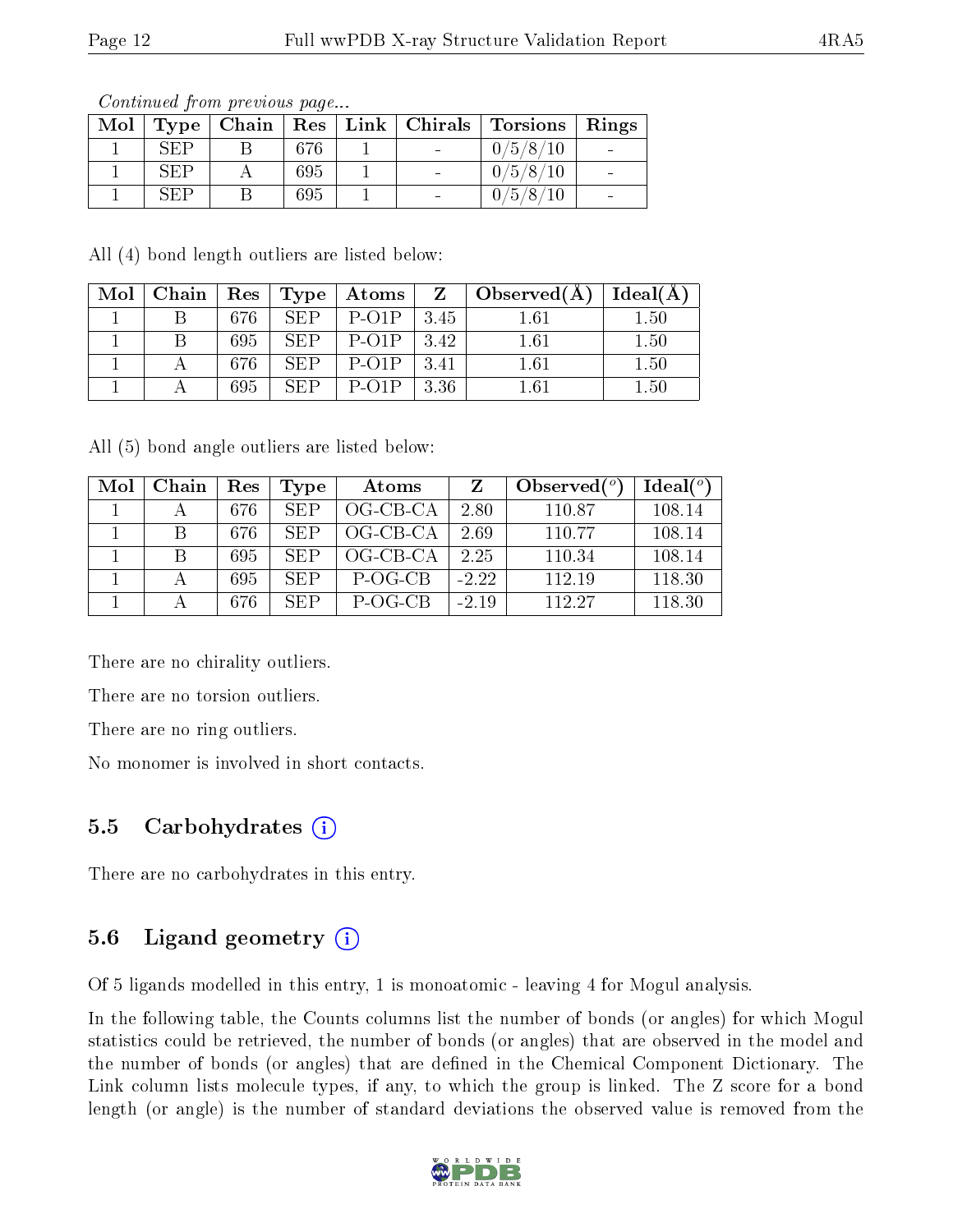*Continued from previous page...*

| Mol | Type | Chain | Res | Link | Chirals | Torsions | Rings |
|---|---|---|---|---|---|---|---|
| 1 | SEP | B | 676 | 1 | - | 0/5/8/10 | - |
| 1 | SEP | A | 695 | 1 | - | 0/5/8/10 | - |
| 1 | SEP | B | 695 | 1 | - | 0/5/8/10 | - |

All (4) bond length outliers are listed below:

| Mol | Chain | Res | Type | Atoms | Z | Observed(Å) | Ideal(Å) |
|---|---|---|---|---|---|---|---|
| 1 | B | 676 | SEP | P-O1P | 3.45 | 1.61 | 1.50 |
| 1 | B | 695 | SEP | P-O1P | 3.42 | 1.61 | 1.50 |
| 1 | A | 676 | SEP | P-O1P | 3.41 | 1.61 | 1.50 |
| 1 | A | 695 | SEP | P-O1P | 3.36 | 1.61 | 1.50 |

All (5) bond angle outliers are listed below:

| Mol | Chain | Res | Type | Atoms | Z | Observed(°) | Ideal(°) |
|---|---|---|---|---|---|---|---|
| 1 | A | 676 | SEP | OG-CB-CA | 2.80 | 110.87 | 108.14 |
| 1 | B | 676 | SEP | OG-CB-CA | 2.69 | 110.77 | 108.14 |
| 1 | B | 695 | SEP | OG-CB-CA | 2.25 | 110.34 | 108.14 |
| 1 | A | 695 | SEP | P-OG-CB | -2.22 | 112.19 | 118.30 |
| 1 | A | 676 | SEP | P-OG-CB | -2.19 | 112.27 | 118.30 |

There are no chirality outliers.

There are no torsion outliers.

There are no ring outliers.

No monomer is involved in short contacts.

## 5.5 Carbohydrates

There are no carbohydrates in this entry.

## 5.6 Ligand geometry

Of 5 ligands modelled in this entry, 1 is monoatomic - leaving 4 for Mogul analysis.

In the following table, the Counts columns list the number of bonds (or angles) for which Mogul statistics could be retrieved, the number of bonds (or angles) that are observed in the model and the number of bonds (or angles) that are defined in the Chemical Component Dictionary. The Link column lists molecule types, if any, to which the group is linked. The Z score for a bond length (or angle) is the number of standard deviations the observed value is removed from the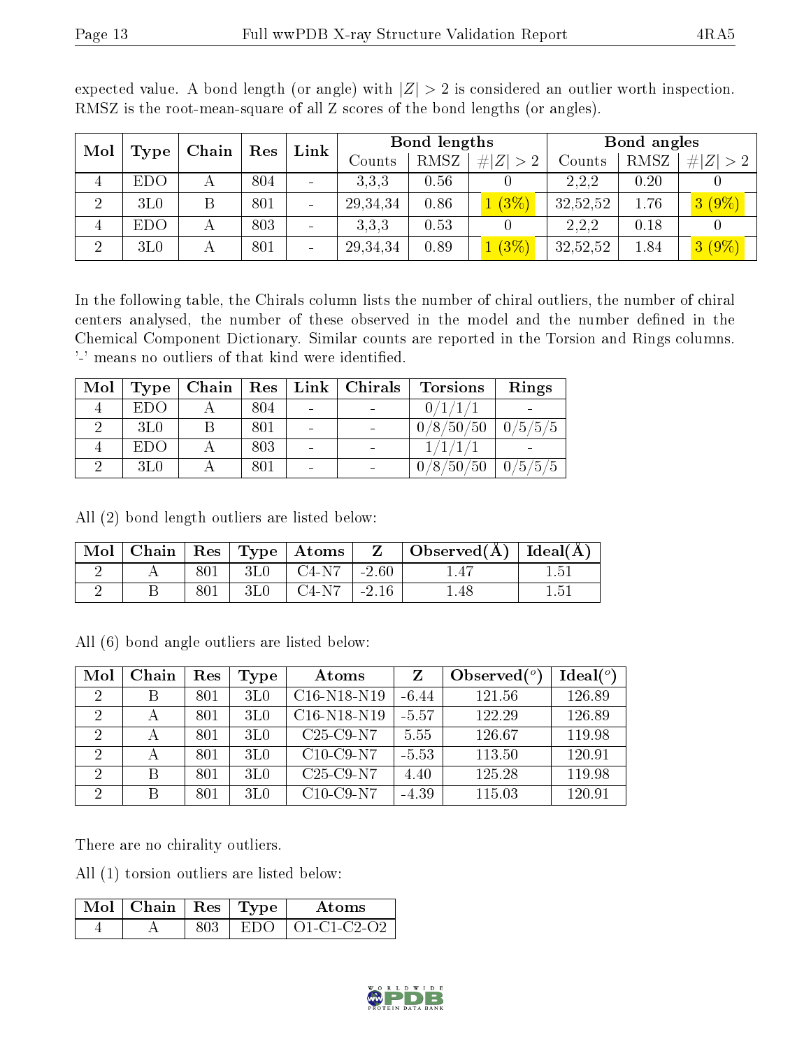expected value. A bond length (or angle) with $|Z| > 2$ is considered an outlier worth inspection. RMSZ is the root-mean-square of all Z scores of the bond lengths (or angles).

| Mol | Type | Chain | Res | Link | Bond lengths | | | Bond angles | | |
|---|---|---|---|---|---|---|---|---|---|---|
| | | | | | Counts | RMSZ | $\#\|Z\| > 2$ | Counts | RMSZ | $\#\|Z\| > 2$ |
| 4 | EDO | A | 804 | - | 3,3,3 | 0.56 | 0 | 2,2,2 | 0.20 | 0 |
| 2 | 3L0 | B | 801 | - | 29,34,34 | 0.86 | 1 (3%) | 32,52,52 | 1.76 | 3 (9%) |
| 4 | EDO | A | 803 | - | 3,3,3 | 0.53 | 0 | 2,2,2 | 0.18 | 0 |
| 2 | 3L0 | A | 801 | - | 29,34,34 | 0.89 | 1 (3%) | 32,52,52 | 1.84 | 3 (9%) |

In the following table, the Chirals column lists the number of chiral outliers, the number of chiral centers analysed, the number of these observed in the model and the number defined in the Chemical Component Dictionary. Similar counts are reported in the Torsion and Rings columns. '-' means no outliers of that kind were identified.

| Mol | Type | Chain | Res | Link | Chirals | Torsions | Rings |
|---|---|---|---|---|---|---|---|
| 4 | EDO | A | 804 | - | - | 0/1/1/1 | - |
| 2 | 3L0 | B | 801 | - | - | 0/8/50/50 | 0/5/5/5 |
| 4 | EDO | A | 803 | - | - | 1/1/1/1 | - |
| 2 | 3L0 | A | 801 | - | - | 0/8/50/50 | 0/5/5/5 |

All (2) bond length outliers are listed below:

| Mol | Chain | Res | Type | Atoms | Z | Observed(Å) | Ideal(Å) |
|---|---|---|---|---|---|---|---|
| 2 | A | 801 | 3L0 | C4-N7 | -2.60 | 1.47 | 1.51 |
| 2 | B | 801 | 3L0 | C4-N7 | -2.16 | 1.48 | 1.51 |

All (6) bond angle outliers are listed below:

| Mol | Chain | Res | Type | Atoms | Z | Observed($^o$) | Ideal($^o$) |
|---|---|---|---|---|---|---|---|
| 2 | B | 801 | 3L0 | C16-N18-N19 | -6.44 | 121.56 | 126.89 |
| 2 | A | 801 | 3L0 | C16-N18-N19 | -5.57 | 122.29 | 126.89 |
| 2 | A | 801 | 3L0 | C25-C9-N7 | 5.55 | 126.67 | 119.98 |
| 2 | A | 801 | 3L0 | C10-C9-N7 | -5.53 | 113.50 | 120.91 |
| 2 | B | 801 | 3L0 | C25-C9-N7 | 4.40 | 125.28 | 119.98 |
| 2 | B | 801 | 3L0 | C10-C9-N7 | -4.39 | 115.03 | 120.91 |

There are no chirality outliers.

All (1) torsion outliers are listed below:

| Mol | Chain | Res | Type | Atoms |
|---|---|---|---|---|
| 4 | A | 803 | EDO | O1-C1-C2-O2 |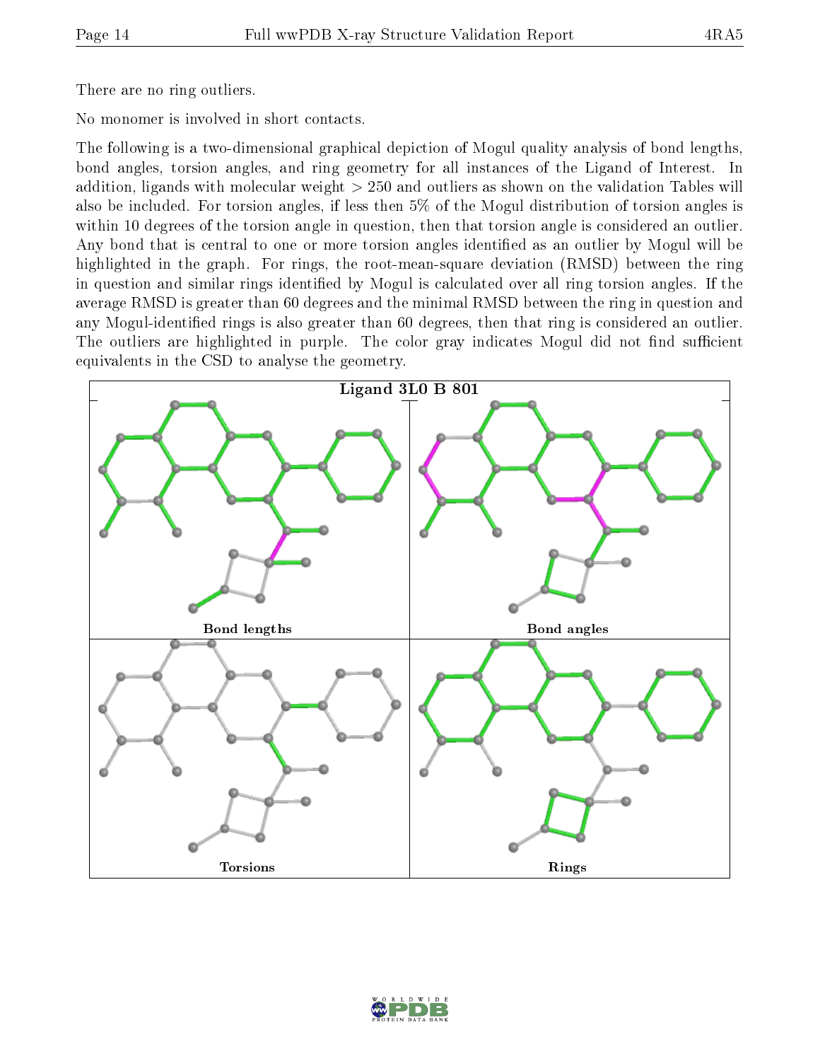There are no ring outliers.

No monomer is involved in short contacts.

The following is a two-dimensional graphical depiction of Mogul quality analysis of bond lengths, bond angles, torsion angles, and ring geometry for all instances of the Ligand of Interest. In addition, ligands with molecular weight > 250 and outliers as shown on the validation Tables will also be included. For torsion angles, if less then 5% of the Mogul distribution of torsion angles is within 10 degrees of the torsion angle in question, then that torsion angle is considered an outlier. Any bond that is central to one or more torsion angles identified as an outlier by Mogul will be highlighted in the graph. For rings, the root-mean-square deviation (RMSD) between the ring in question and similar rings identified by Mogul is calculated over all ring torsion angles. If the average RMSD is greater than 60 degrees and the minimal RMSD between the ring in question and any Mogul-identified rings is also greater than 60 degrees, then that ring is considered an outlier. The outliers are highlighted in purple. The color gray indicates Mogul did not find sufficient equivalents in the CSD to analyse the geometry.

Ligand 3L0 B 801

Bond lengths

Bond angles

Torsions

Rings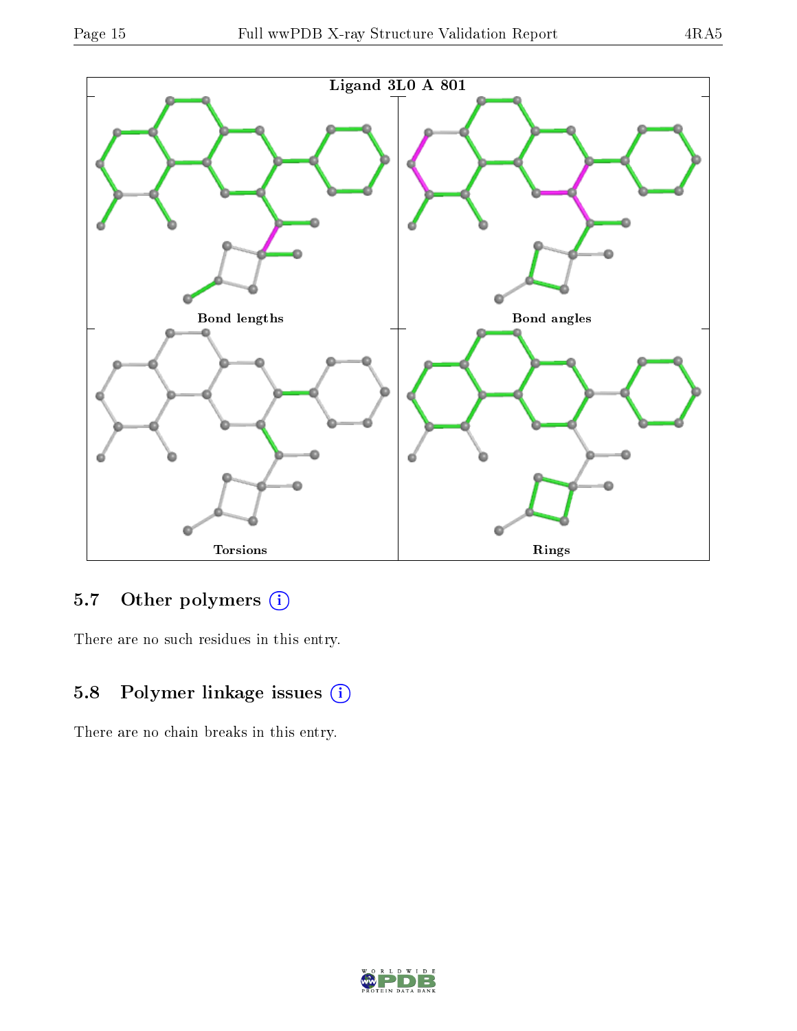Ligand 3L0 A 801

Bond lengths

Bond angles

Torsions

Rings

### 5.7 Other polymers (i)

There are no such residues in this entry.

### 5.8 Polymer linkage issues (i)

There are no chain breaks in this entry.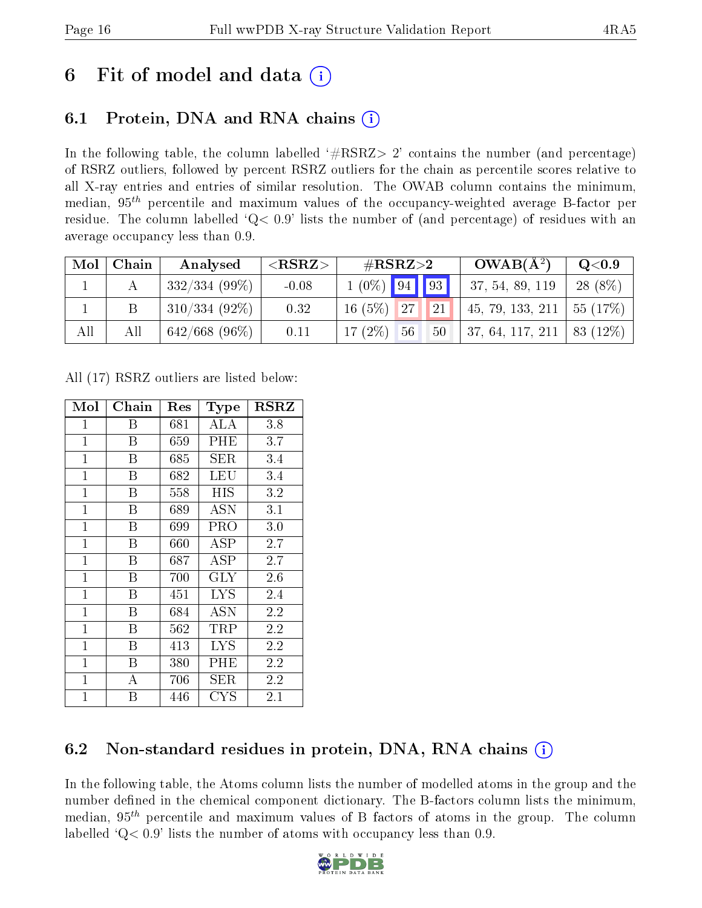# 6 Fit of model and data (i)

## 6.1 Protein, DNA and RNA chains (i)

In the following table, the column labelled '#RSRZ> 2' contains the number (and percentage) of RSRZ outliers, followed by percent RSRZ outliers for the chain as percentile scores relative to all X-ray entries and entries of similar resolution. The OWAB column contains the minimum, median, $95^{th}$ percentile and maximum values of the occupancy-weighted average B-factor per residue. The column labelled 'Q< 0.9' lists the number of (and percentage) of residues with an average occupancy less than 0.9.

| Mol | Chain | Analysed | <RSRZ> | #RSRZ>2 | | | OWAB(Å$^2$) | Q<0.9 |
|---|---|---|---|---|---|---|---|---|
| 1 | A | 332/334 (99%) | -0.08 | 1 (0%) | 94 | 93 | 37, 54, 89, 119 | 28 (8%) |
| 1 | B | 310/334 (92%) | 0.32 | 16 (5%) | 27 | 21 | 45, 79, 133, 211 | 55 (17%) |
| All | All | 642/668 (96%) | 0.11 | 17 (2%) | 56 | 50 | 37, 64, 117, 211 | 83 (12%) |

All (17) RSRZ outliers are listed below:

| Mol | Chain | Res | Type | RSRZ |
|---|---|---|---|---|
| 1 | B | 681 | ALA | 3.8 |
| 1 | B | 659 | PHE | 3.7 |
| 1 | B | 685 | SER | 3.4 |
| 1 | B | 682 | LEU | 3.4 |
| 1 | B | 558 | HIS | 3.2 |
| 1 | B | 689 | ASN | 3.1 |
| 1 | B | 699 | PRO | 3.0 |
| 1 | B | 660 | ASP | 2.7 |
| 1 | B | 687 | ASP | 2.7 |
| 1 | B | 700 | GLY | 2.6 |
| 1 | B | 451 | LYS | 2.4 |
| 1 | B | 684 | ASN | 2.2 |
| 1 | B | 562 | TRP | 2.2 |
| 1 | B | 413 | LYS | 2.2 |
| 1 | B | 380 | PHE | 2.2 |
| 1 | A | 706 | SER | 2.2 |
| 1 | B | 446 | CYS | 2.1 |

## 6.2 Non-standard residues in protein, DNA, RNA chains (i)

In the following table, the Atoms column lists the number of modelled atoms in the group and the number defined in the chemical component dictionary. The B-factors column lists the minimum, median, $95^{th}$ percentile and maximum values of B factors of atoms in the group. The column labelled 'Q< 0.9' lists the number of atoms with occupancy less than 0.9.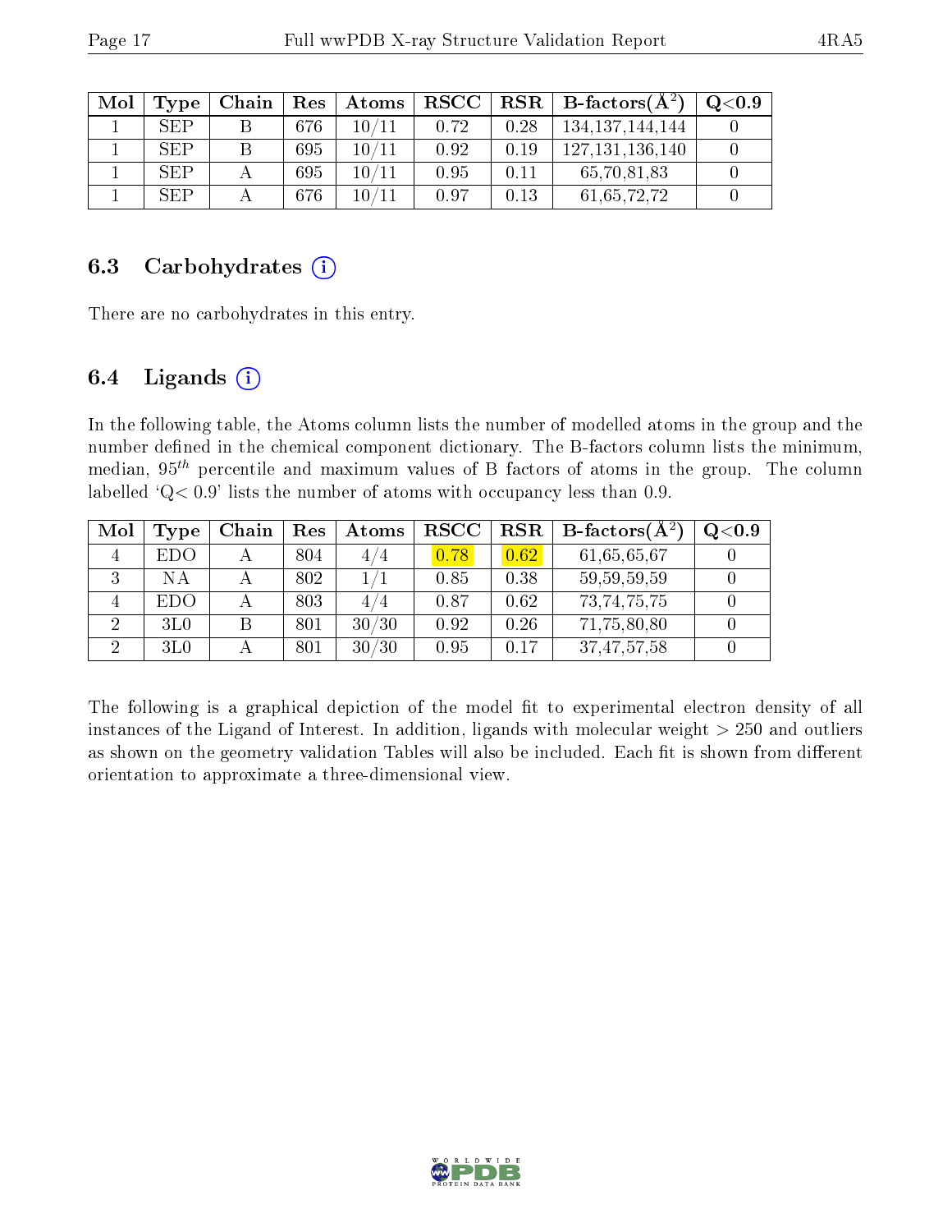| Mol | Type | Chain | Res | Atoms | RSCC | RSR | B-factors($Å^2$) | Q<0.9 |
|---|---|---|---|---|---|---|---|---|
| 1 | SEP | B | 676 | 10/11 | 0.72 | 0.28 | 134,137,144,144 | 0 |
| 1 | SEP | B | 695 | 10/11 | 0.92 | 0.19 | 127,131,136,140 | 0 |
| 1 | SEP | A | 695 | 10/11 | 0.95 | 0.11 | 65,70,81,83 | 0 |
| 1 | SEP | A | 676 | 10/11 | 0.97 | 0.13 | 61,65,72,72 | 0 |

## 6.3 Carbohydrates

There are no carbohydrates in this entry.

## 6.4 Ligands

In the following table, the Atoms column lists the number of modelled atoms in the group and the number defined in the chemical component dictionary. The B-factors column lists the minimum, median, $95^{th}$ percentile and maximum values of B factors of atoms in the group. The column labelled 'Q< 0.9' lists the number of atoms with occupancy less than 0.9.

| Mol | Type | Chain | Res | Atoms | RSCC | RSR | B-factors($Å^2$) | Q<0.9 |
|---|---|---|---|---|---|---|---|---|
| 4 | EDO | A | 804 | 4/4 | 0.78 | 0.62 | 61,65,65,67 | 0 |
| 3 | NA | A | 802 | 1/1 | 0.85 | 0.38 | 59,59,59,59 | 0 |
| 4 | EDO | A | 803 | 4/4 | 0.87 | 0.62 | 73,74,75,75 | 0 |
| 2 | 3L0 | B | 801 | 30/30 | 0.92 | 0.26 | 71,75,80,80 | 0 |
| 2 | 3L0 | A | 801 | 30/30 | 0.95 | 0.17 | 37,47,57,58 | 0 |

The following is a graphical depiction of the model fit to experimental electron density of all instances of the Ligand of Interest. In addition, ligands with molecular weight > 250 and outliers as shown on the geometry validation Tables will also be included. Each fit is shown from different orientation to approximate a three-dimensional view.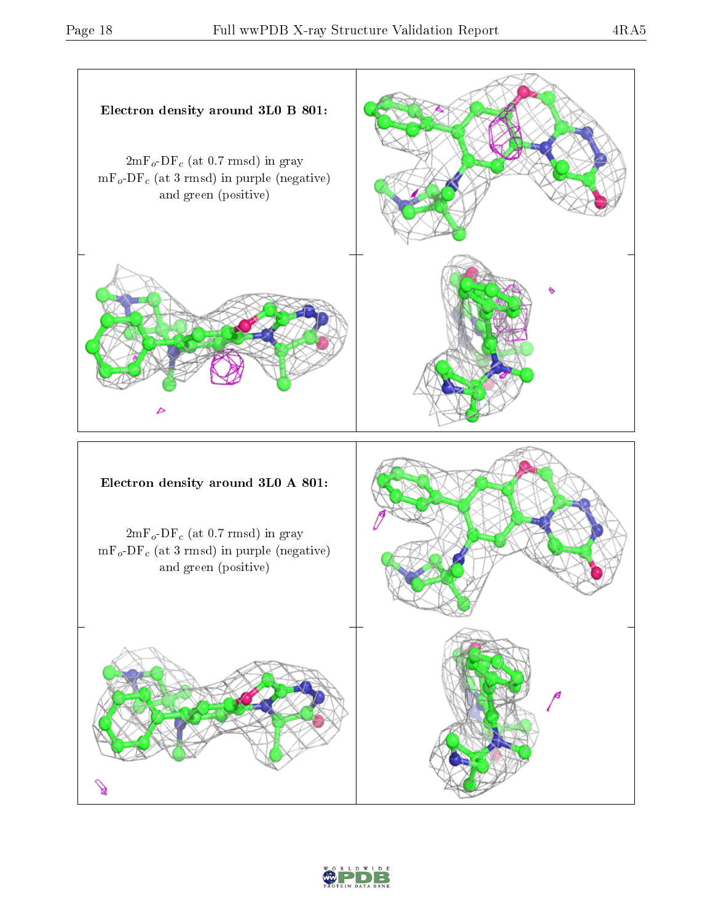**Electron density around 3L0 B 801:**

$2mF_o$-$DF_c$ (at 0.7 rmsd) in gray
$mF_o$-$DF_c$ (at 3 rmsd) in purple (negative)
and green (positive)

**Electron density around 3L0 A 801:**

$2mF_o$-$DF_c$ (at 0.7 rmsd) in gray
$mF_o$-$DF_c$ (at 3 rmsd) in purple (negative)
and green (positive)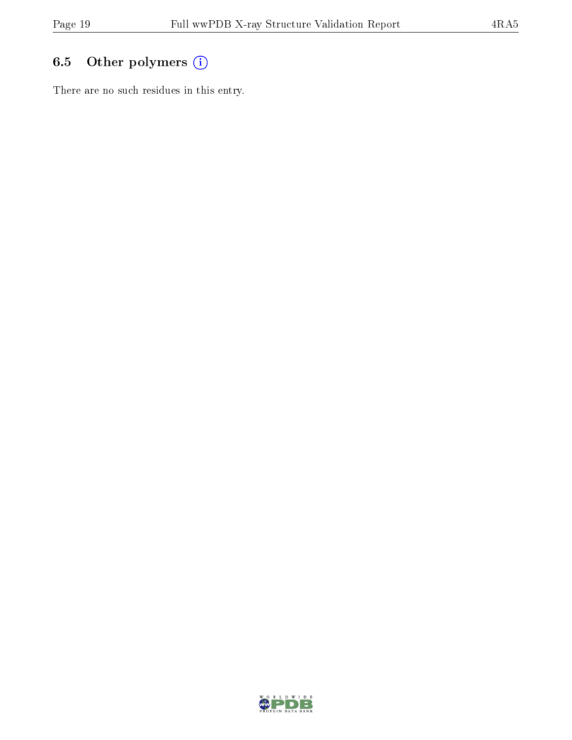## 6.5 Other polymers

There are no such residues in this entry.